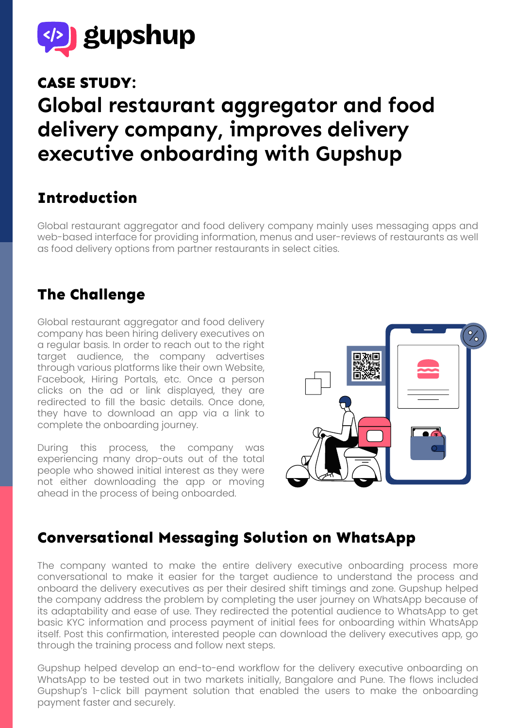gupshup

# CASE STUDY:

# Global restaurant aggregator and food delivery company, improves delivery executive onboarding with Gupshup

## Introduction

Global restaurant aggregator and food delivery company mainly uses messaging apps and web-based interface for providing information, menus and user-reviews of restaurants as well as food delivery options from partner restaurants in select cities.

## The Challenge

Global restaurant aggregator and food delivery company has been hiring delivery executives on a regular basis. In order to reach out to the right target audience, the company advertises through various platforms like their own Website, Facebook, Hiring Portals, etc. Once a person clicks on the ad or link displayed, they are redirected to fill the basic details. Once done, they have to download an app via a link to complete the onboarding journey.

During this process, the company was experiencing many drop-outs out of the total people who showed initial interest as they were not either downloading the app or moving ahead in the process of being onboarded.

## Conversational Messaging Solution on WhatsApp

The company wanted to make the entire delivery executive onboarding process more conversational to make it easier for the target audience to understand the process and onboard the delivery executives as per their desired shift timings and zone. Gupshup helped the company address the problem by completing the user journey on WhatsApp because of its adaptability and ease of use. They redirected the potential audience to WhatsApp to get basic KYC information and process payment of initial fees for onboarding within WhatsApp itself. Post this confirmation, interested people can download the delivery executives app, go through the training process and follow next steps.

Gupshup helped develop an end-to-end workflow for the delivery executive onboarding on WhatsApp to be tested out in two markets initially, Bangalore and Pune. The flows included Gupshup's 1-click bill payment solution that enabled the users to make the onboarding payment faster and securely.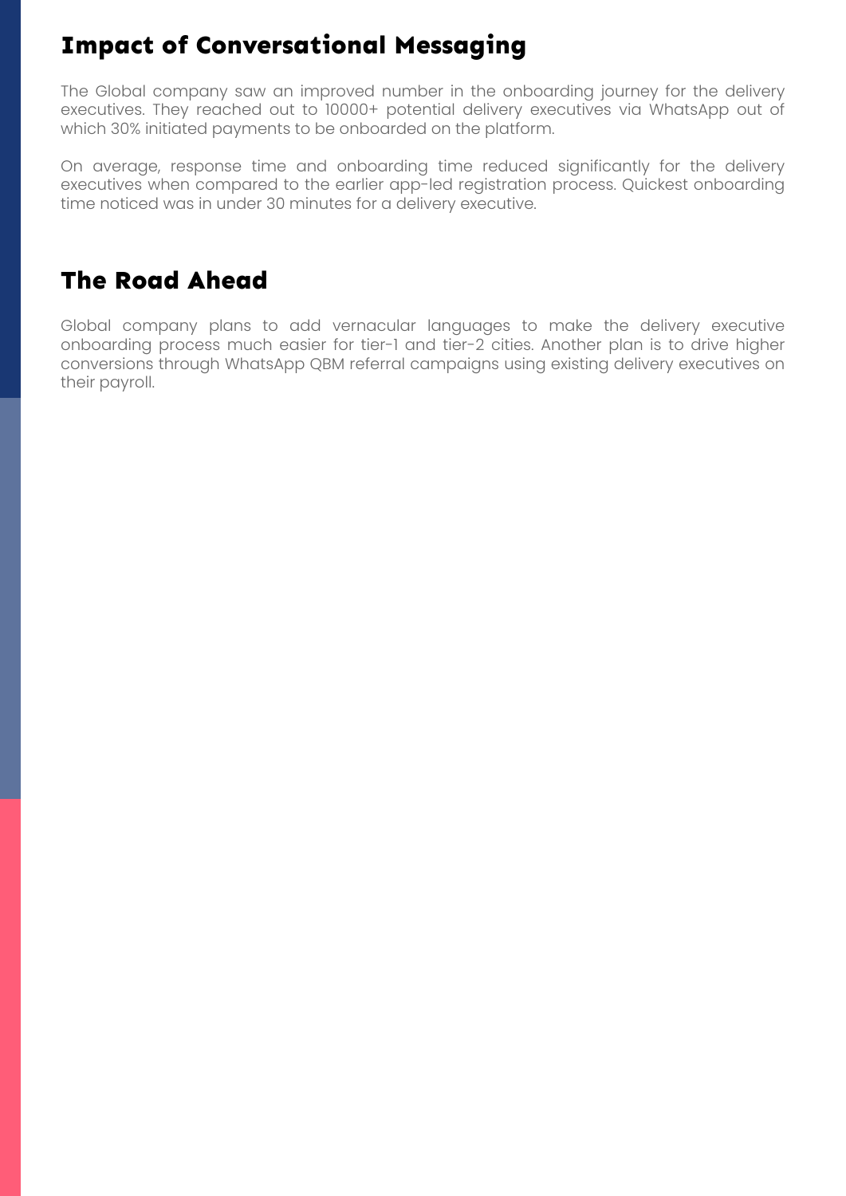## Impact of Conversational Messaging

The Global company saw an improved number in the onboarding journey for the delivery executives. They reached out to 10000+ potential delivery executives via WhatsApp out of which 30% initiated payments to be onboarded on the platform.

On average, response time and onboarding time reduced significantly for the delivery executives when compared to the earlier app-led registration process. Quickest onboarding time noticed was in under 30 minutes for a delivery executive.

## The Road Ahead

Global company plans to add vernacular languages to make the delivery executive onboarding process much easier for tier-1 and tier-2 cities. Another plan is to drive higher conversions through WhatsApp QBM referral campaigns using existing delivery executives on their payroll.